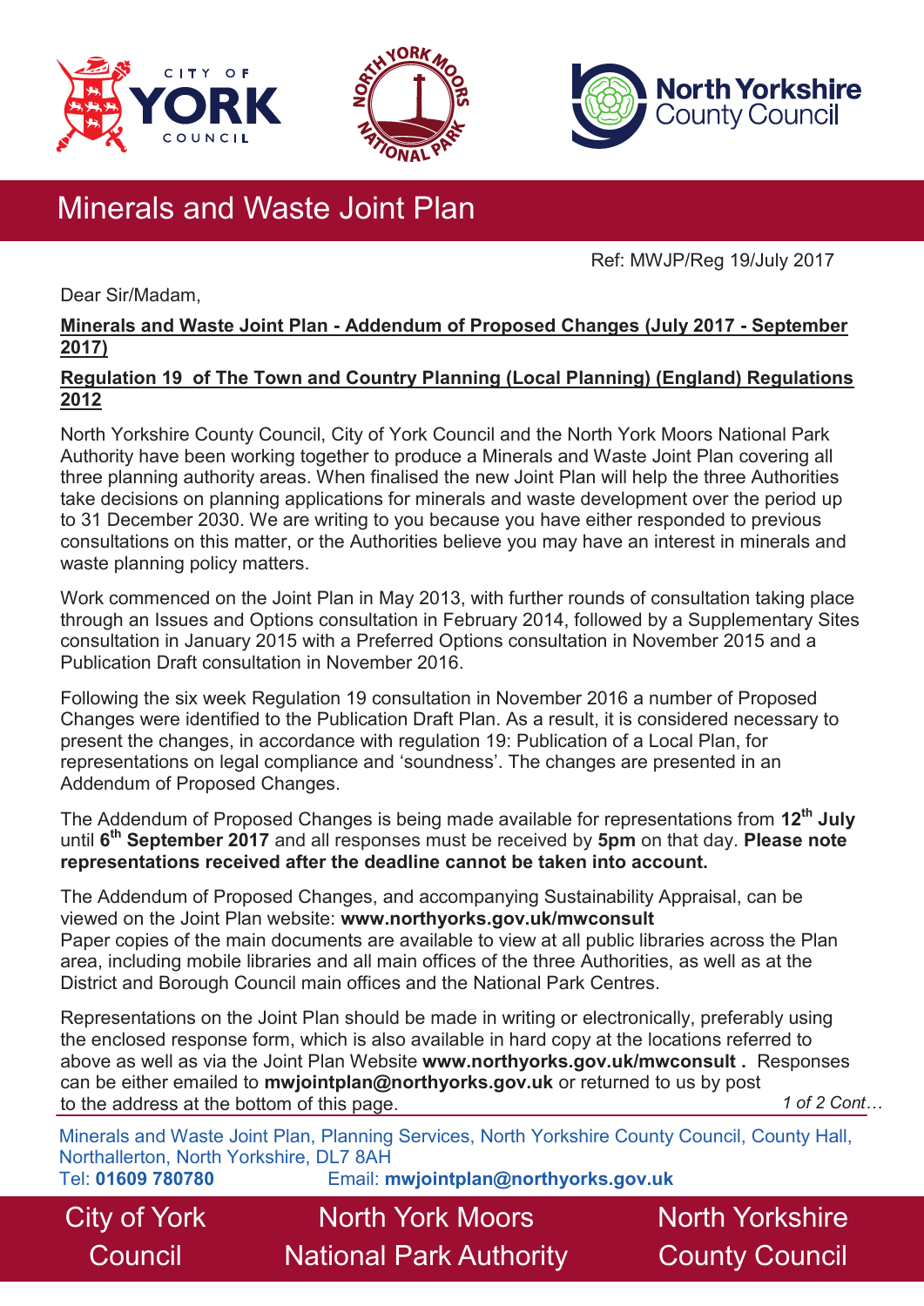# Minerals and Waste Joint Plan

Ref: MWJP/Reg 19/July 2017

Dear Sir/Madam,

**Minerals and Waste Joint Plan - Addendum of Proposed Changes (July 2017 - September 2017)**

**Regulation 19 of The Town and Country Planning (Local Planning) (England) Regulations 2012**

North Yorkshire County Council, City of York Council and the North York Moors National Park Authority have been working together to produce a Minerals and Waste Joint Plan covering all three planning authority areas. When finalised the new Joint Plan will help the three Authorities take decisions on planning applications for minerals and waste development over the period up to 31 December 2030. We are writing to you because you have either responded to previous consultations on this matter, or the Authorities believe you may have an interest in minerals and waste planning policy matters.

Work commenced on the Joint Plan in May 2013, with further rounds of consultation taking place through an Issues and Options consultation in February 2014, followed by a Supplementary Sites consultation in January 2015 with a Preferred Options consultation in November 2015 and a Publication Draft consultation in November 2016.

Following the six week Regulation 19 consultation in November 2016 a number of Proposed Changes were identified to the Publication Draft Plan. As a result, it is considered necessary to present the changes, in accordance with regulation 19: Publication of a Local Plan, for representations on legal compliance and 'soundness'. The changes are presented in an Addendum of Proposed Changes.

The Addendum of Proposed Changes is being made available for representations from **12th July** until **6th September 2017** and all responses must be received by **5pm** on that day. **Please note representations received after the deadline cannot be taken into account.**

The Addendum of Proposed Changes, and accompanying Sustainability Appraisal, can be viewed on the Joint Plan website: **www.northyorks.gov.uk/mwconsult**
Paper copies of the main documents are available to view at all public libraries across the Plan area, including mobile libraries and all main offices of the three Authorities, as well as at the District and Borough Council main offices and the National Park Centres.

Representations on the Joint Plan should be made in writing or electronically, preferably using the enclosed response form, which is also available in hard copy at the locations referred to above as well as via the Joint Plan Website **www.northyorks.gov.uk/mwconsult .** Responses can be either emailed to **mwjointplan@northyorks.gov.uk** or returned to us by post to the address at the bottom of this page.

*Cont…*

Minerals and Waste Joint Plan, Planning Services, North Yorkshire County Council, County Hall, Northallerton, North Yorkshire, DL7 8AH
Tel: **01609 780780** Email: **mwjointplan@northyorks.gov.uk**

City of York Council | North York Moors National Park Authority | North Yorkshire County Council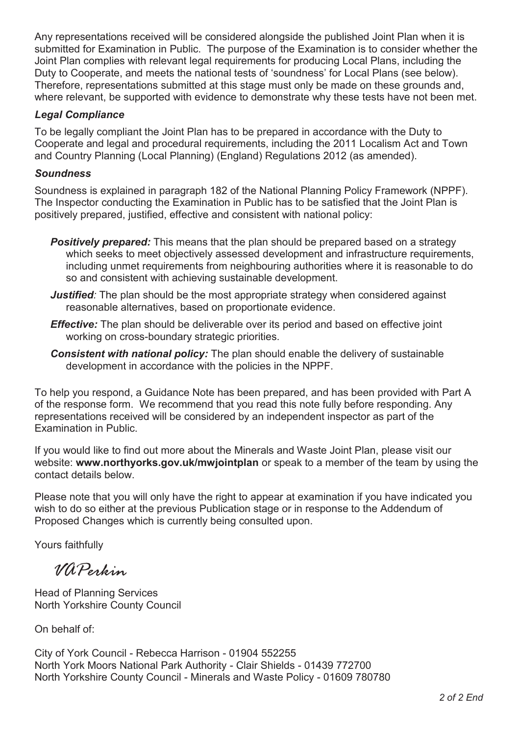Any representations received will be considered alongside the published Joint Plan when it is submitted for Examination in Public. The purpose of the Examination is to consider whether the Joint Plan complies with relevant legal requirements for producing Local Plans, including the Duty to Cooperate, and meets the national tests of 'soundness' for Local Plans (see below). Therefore, representations submitted at this stage must only be made on these grounds and, where relevant, be supported with evidence to demonstrate why these tests have not been met.

### *Legal Compliance*

To be legally compliant the Joint Plan has to be prepared in accordance with the Duty to Cooperate and legal and procedural requirements, including the 2011 Localism Act and Town and Country Planning (Local Planning) (England) Regulations 2012 (as amended).

### *Soundness*

Soundness is explained in paragraph 182 of the National Planning Policy Framework (NPPF). The Inspector conducting the Examination in Public has to be satisfied that the Joint Plan is positively prepared, justified, effective and consistent with national policy:

- ***Positively prepared:*** This means that the plan should be prepared based on a strategy which seeks to meet objectively assessed development and infrastructure requirements, including unmet requirements from neighbouring authorities where it is reasonable to do so and consistent with achieving sustainable development.
- ***Justified:*** The plan should be the most appropriate strategy when considered against reasonable alternatives, based on proportionate evidence.
- ***Effective:*** The plan should be deliverable over its period and based on effective joint working on cross-boundary strategic priorities.
- ***Consistent with national policy:*** The plan should enable the delivery of sustainable development in accordance with the policies in the NPPF.

To help you respond, a Guidance Note has been prepared, and has been provided with Part A of the response form. We recommend that you read this note fully before responding. Any representations received will be considered by an independent inspector as part of the Examination in Public.

If you would like to find out more about the Minerals and Waste Joint Plan, please visit our website: **www.northyorks.gov.uk/mwjointplan** or speak to a member of the team by using the contact details below.

Please note that you will only have the right to appear at examination if you have indicated you wish to do so either at the previous Publication stage or in response to the Addendum of Proposed Changes which is currently being consulted upon.

Yours faithfully

*VAPerkin*

Head of Planning Services
North Yorkshire County Council

On behalf of:

City of York Council - Rebecca Harrison - 01904 552255
North York Moors National Park Authority - Clair Shields - 01439 772700
North Yorkshire County Council - Minerals and Waste Policy - 01609 780780